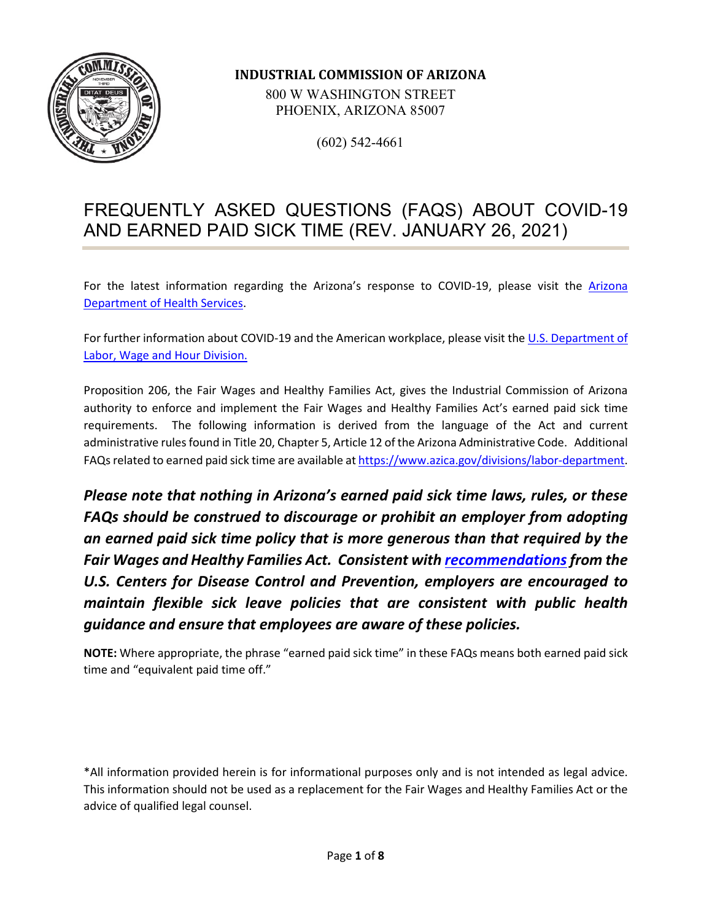**INDUSTRIAL COMMISSION OF ARIZONA**

800 W WASHINGTON STREET
PHOENIX, ARIZONA 85007

(602) 542-4661

# FREQUENTLY ASKED QUESTIONS (FAQS) ABOUT COVID-19 AND EARNED PAID SICK TIME (REV. JANUARY 26, 2021)

For the latest information regarding the Arizona's response to COVID-19, please visit the Arizona Department of Health Services.

For further information about COVID-19 and the American workplace, please visit the U.S. Department of Labor, Wage and Hour Division.

Proposition 206, the Fair Wages and Healthy Families Act, gives the Industrial Commission of Arizona authority to enforce and implement the Fair Wages and Healthy Families Act's earned paid sick time requirements. The following information is derived from the language of the Act and current administrative rules found in Title 20, Chapter 5, Article 12 of the Arizona Administrative Code. Additional FAQs related to earned paid sick time are available at https://www.azica.gov/divisions/labor-department.

***Please note that nothing in Arizona's earned paid sick time laws, rules, or these FAQs should be construed to discourage or prohibit an employer from adopting an earned paid sick time policy that is more generous than that required by the Fair Wages and Healthy Families Act. Consistent with recommendations from the U.S. Centers for Disease Control and Prevention, employers are encouraged to maintain flexible sick leave policies that are consistent with public health guidance and ensure that employees are aware of these policies.***

**NOTE:** Where appropriate, the phrase "earned paid sick time" in these FAQs means both earned paid sick time and "equivalent paid time off."

*All information provided herein is for informational purposes only and is not intended as legal advice. This information should not be used as a replacement for the Fair Wages and Healthy Families Act or the advice of qualified legal counsel.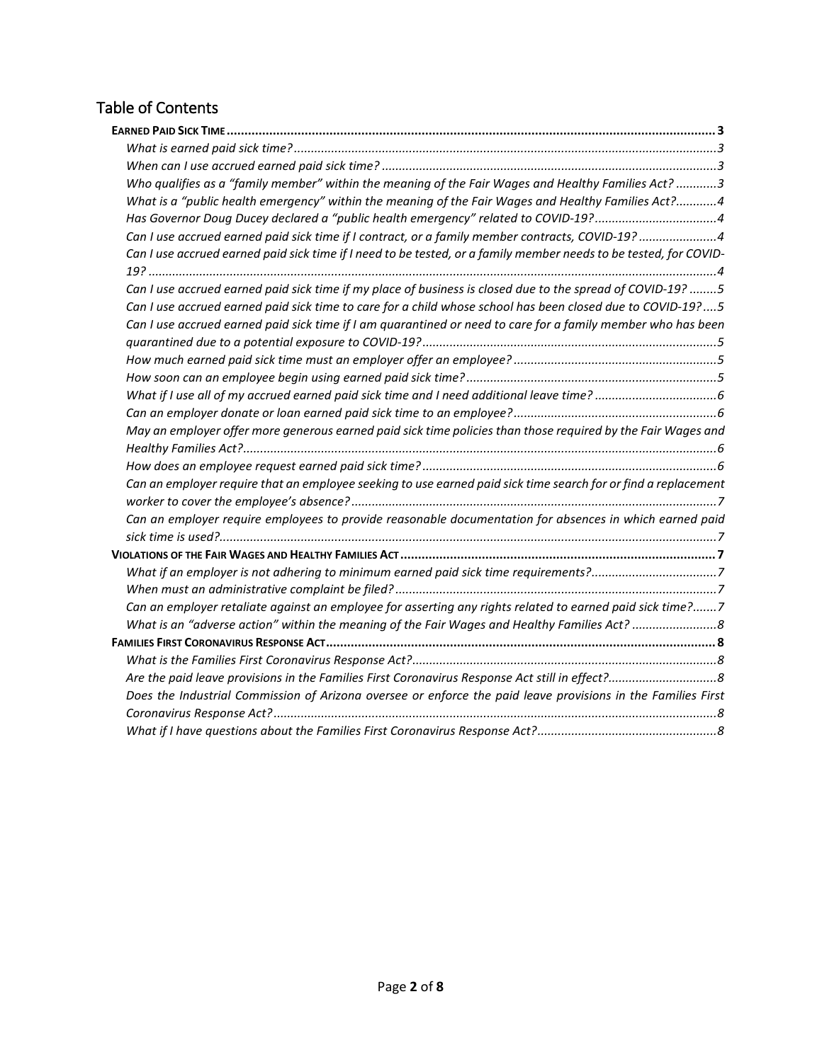## Table of Contents

**EARNED PAID SICK TIME** ..... 3

- *What is earned paid sick time?* ..... 3
- *When can I use accrued earned paid sick time?* ..... 3
- *Who qualifies as a "family member" within the meaning of the Fair Wages and Healthy Families Act?* ..... 3
- *What is a "public health emergency" within the meaning of the Fair Wages and Healthy Families Act?* ..... 4
- *Has Governor Doug Ducey declared a "public health emergency" related to COVID-19?* ..... 4
- *Can I use accrued earned paid sick time if I contract, or a family member contracts, COVID-19?* ..... 4
- *Can I use accrued earned paid sick time if I need to be tested, or a family member needs to be tested, for COVID-19?* ..... 4
- *Can I use accrued earned paid sick time if my place of business is closed due to the spread of COVID-19?* ..... 5
- *Can I use accrued earned paid sick time to care for a child whose school has been closed due to COVID-19?* ..... 5
- *Can I use accrued earned paid sick time if I am quarantined or need to care for a family member who has been quarantined due to a potential exposure to COVID-19?* ..... 5
- *How much earned paid sick time must an employer offer an employee?* ..... 5
- *How soon can an employee begin using earned paid sick time?* ..... 5
- *What if I use all of my accrued earned paid sick time and I need additional leave time?* ..... 6
- *Can an employer donate or loan earned paid sick time to an employee?* ..... 6
- *May an employer offer more generous earned paid sick time policies than those required by the Fair Wages and Healthy Families Act?* ..... 6
- *How does an employee request earned paid sick time?* ..... 6
- *Can an employer require that an employee seeking to use earned paid sick time search for or find a replacement worker to cover the employee's absence?* ..... 7
- *Can an employer require employees to provide reasonable documentation for absences in which earned paid sick time is used?* ..... 7

**VIOLATIONS OF THE FAIR WAGES AND HEALTHY FAMILIES ACT** ..... 7

- *What if an employer is not adhering to minimum earned paid sick time requirements?* ..... 7
- *When must an administrative complaint be filed?* ..... 7
- *Can an employer retaliate against an employee for asserting any rights related to earned paid sick time?* ..... 7
- *What is an "adverse action" within the meaning of the Fair Wages and Healthy Families Act?* ..... 8

**FAMILIES FIRST CORONAVIRUS RESPONSE ACT** ..... 8

- *What is the Families First Coronavirus Response Act?* ..... 8
- *Are the paid leave provisions in the Families First Coronavirus Response Act still in effect?* ..... 8
- *Does the Industrial Commission of Arizona oversee or enforce the paid leave provisions in the Families First Coronavirus Response Act?* ..... 8
- *What if I have questions about the Families First Coronavirus Response Act?* ..... 8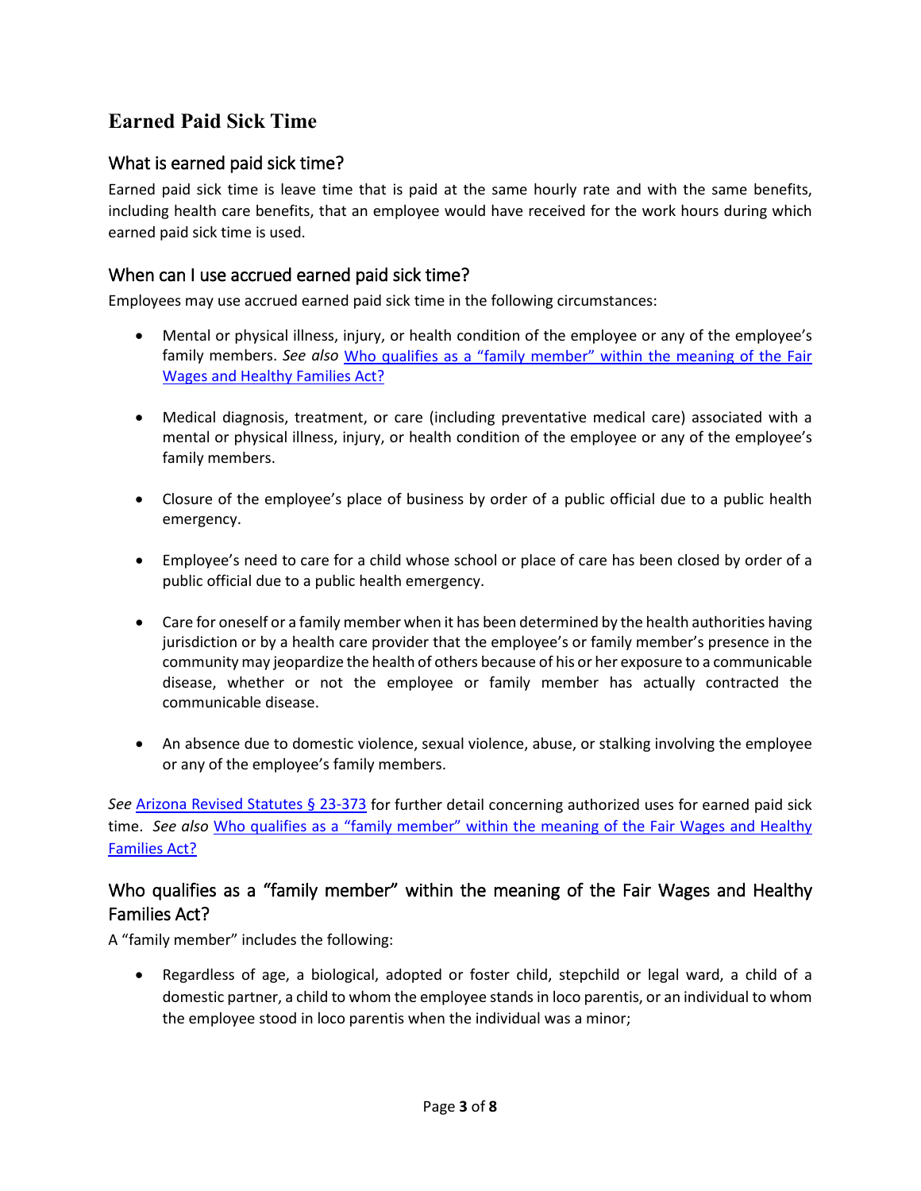# Earned Paid Sick Time

## What is earned paid sick time?

Earned paid sick time is leave time that is paid at the same hourly rate and with the same benefits, including health care benefits, that an employee would have received for the work hours during which earned paid sick time is used.

## When can I use accrued earned paid sick time?

Employees may use accrued earned paid sick time in the following circumstances:

- Mental or physical illness, injury, or health condition of the employee or any of the employee's family members. *See also* Who qualifies as a "family member" within the meaning of the Fair Wages and Healthy Families Act?

- Medical diagnosis, treatment, or care (including preventative medical care) associated with a mental or physical illness, injury, or health condition of the employee or any of the employee's family members.

- Closure of the employee's place of business by order of a public official due to a public health emergency.

- Employee's need to care for a child whose school or place of care has been closed by order of a public official due to a public health emergency.

- Care for oneself or a family member when it has been determined by the health authorities having jurisdiction or by a health care provider that the employee's or family member's presence in the community may jeopardize the health of others because of his or her exposure to a communicable disease, whether or not the employee or family member has actually contracted the communicable disease.

- An absence due to domestic violence, sexual violence, abuse, or stalking involving the employee or any of the employee's family members.

*See* Arizona Revised Statutes § 23-373 for further detail concerning authorized uses for earned paid sick time. *See also* Who qualifies as a "family member" within the meaning of the Fair Wages and Healthy Families Act?

## Who qualifies as a "family member" within the meaning of the Fair Wages and Healthy Families Act?

A "family member" includes the following:

- Regardless of age, a biological, adopted or foster child, stepchild or legal ward, a child of a domestic partner, a child to whom the employee stands in loco parentis, or an individual to whom the employee stood in loco parentis when the individual was a minor;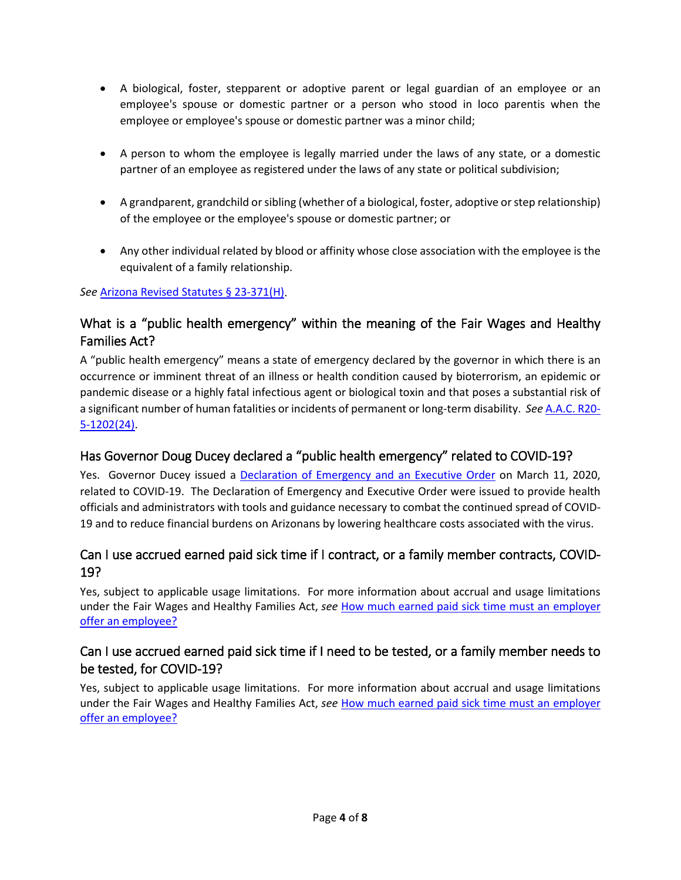- A biological, foster, stepparent or adoptive parent or legal guardian of an employee or an employee's spouse or domestic partner or a person who stood in loco parentis when the employee or employee's spouse or domestic partner was a minor child;

- A person to whom the employee is legally married under the laws of any state, or a domestic partner of an employee as registered under the laws of any state or political subdivision;

- A grandparent, grandchild or sibling (whether of a biological, foster, adoptive or step relationship) of the employee or the employee's spouse or domestic partner; or

- Any other individual related by blood or affinity whose close association with the employee is the equivalent of a family relationship.

*See* [Arizona Revised Statutes § 23-371(H)](#).

## What is a "public health emergency" within the meaning of the Fair Wages and Healthy Families Act?

A "public health emergency" means a state of emergency declared by the governor in which there is an occurrence or imminent threat of an illness or health condition caused by bioterrorism, an epidemic or pandemic disease or a highly fatal infectious agent or biological toxin and that poses a substantial risk of a significant number of human fatalities or incidents of permanent or long-term disability. *See* [A.A.C. R20-5-1202(24)](#).

## Has Governor Doug Ducey declared a "public health emergency" related to COVID-19?

Yes. Governor Ducey issued a [Declaration of Emergency and an Executive Order](#) on March 11, 2020, related to COVID-19. The Declaration of Emergency and Executive Order were issued to provide health officials and administrators with tools and guidance necessary to combat the continued spread of COVID-19 and to reduce financial burdens on Arizonans by lowering healthcare costs associated with the virus.

## Can I use accrued earned paid sick time if I contract, or a family member contracts, COVID-19?

Yes, subject to applicable usage limitations. For more information about accrual and usage limitations under the Fair Wages and Healthy Families Act, *see* [How much earned paid sick time must an employer offer an employee?](#)

## Can I use accrued earned paid sick time if I need to be tested, or a family member needs to be tested, for COVID-19?

Yes, subject to applicable usage limitations. For more information about accrual and usage limitations under the Fair Wages and Healthy Families Act, *see* [How much earned paid sick time must an employer offer an employee?](#)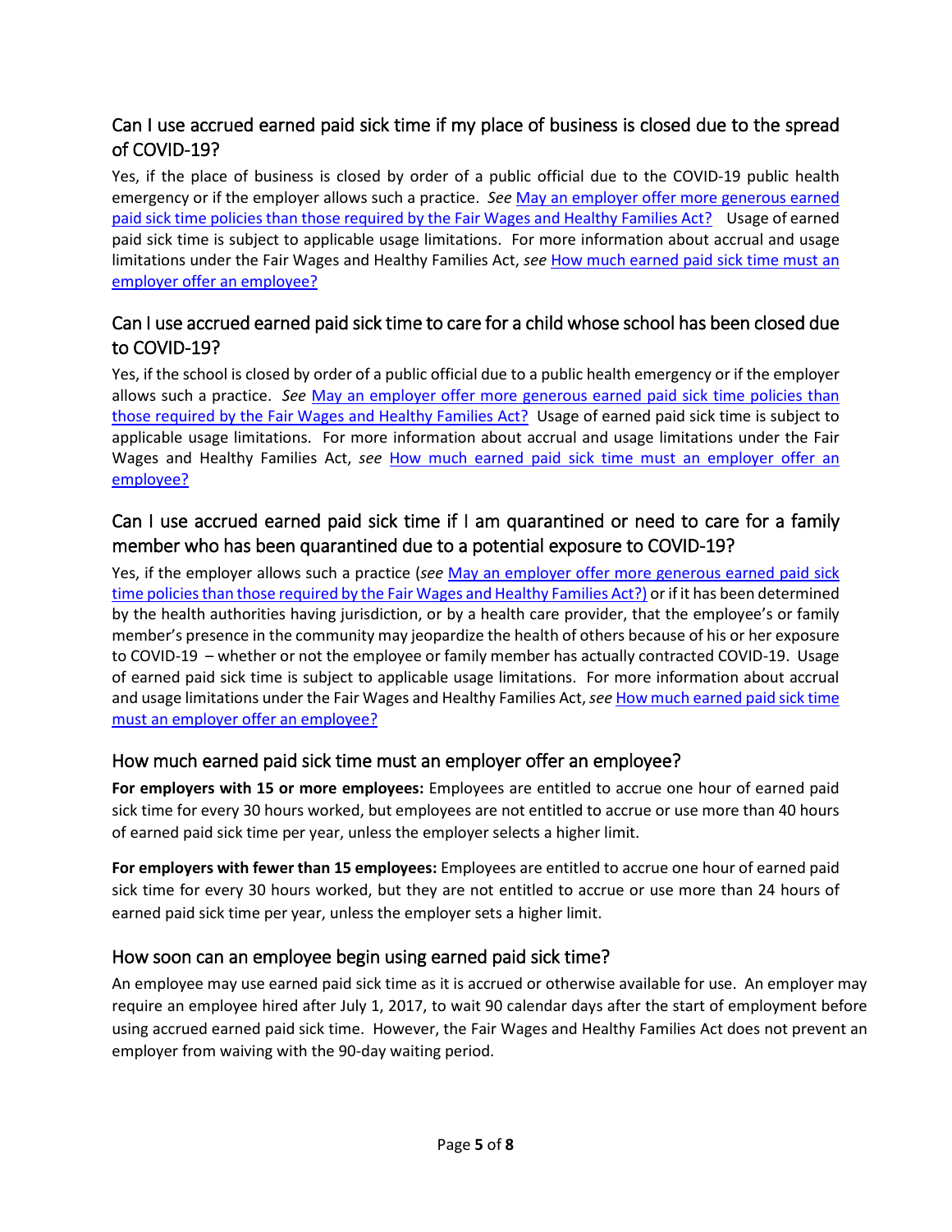## Can I use accrued earned paid sick time if my place of business is closed due to the spread of COVID-19?

Yes, if the place of business is closed by order of a public official due to the COVID-19 public health emergency or if the employer allows such a practice. *See* [May an employer offer more generous earned paid sick time policies than those required by the Fair Wages and Healthy Families Act?]() Usage of earned paid sick time is subject to applicable usage limitations. For more information about accrual and usage limitations under the Fair Wages and Healthy Families Act, *see* [How much earned paid sick time must an employer offer an employee?]()

## Can I use accrued earned paid sick time to care for a child whose school has been closed due to COVID-19?

Yes, if the school is closed by order of a public official due to a public health emergency or if the employer allows such a practice. *See* [May an employer offer more generous earned paid sick time policies than those required by the Fair Wages and Healthy Families Act?]() Usage of earned paid sick time is subject to applicable usage limitations. For more information about accrual and usage limitations under the Fair Wages and Healthy Families Act, *see* [How much earned paid sick time must an employer offer an employee?]()

## Can I use accrued earned paid sick time if I am quarantined or need to care for a family member who has been quarantined due to a potential exposure to COVID-19?

Yes, if the employer allows such a practice (*see* [May an employer offer more generous earned paid sick time policies than those required by the Fair Wages and Healthy Families Act?)]() or if it has been determined by the health authorities having jurisdiction, or by a health care provider, that the employee's or family member's presence in the community may jeopardize the health of others because of his or her exposure to COVID-19 – whether or not the employee or family member has actually contracted COVID-19. Usage of earned paid sick time is subject to applicable usage limitations. For more information about accrual and usage limitations under the Fair Wages and Healthy Families Act, *see* [How much earned paid sick time must an employer offer an employee?]()

## How much earned paid sick time must an employer offer an employee?

**For employers with 15 or more employees:** Employees are entitled to accrue one hour of earned paid sick time for every 30 hours worked, but employees are not entitled to accrue or use more than 40 hours of earned paid sick time per year, unless the employer selects a higher limit.

**For employers with fewer than 15 employees:** Employees are entitled to accrue one hour of earned paid sick time for every 30 hours worked, but they are not entitled to accrue or use more than 24 hours of earned paid sick time per year, unless the employer sets a higher limit.

## How soon can an employee begin using earned paid sick time?

An employee may use earned paid sick time as it is accrued or otherwise available for use. An employer may require an employee hired after July 1, 2017, to wait 90 calendar days after the start of employment before using accrued earned paid sick time. However, the Fair Wages and Healthy Families Act does not prevent an employer from waiving with the 90-day waiting period.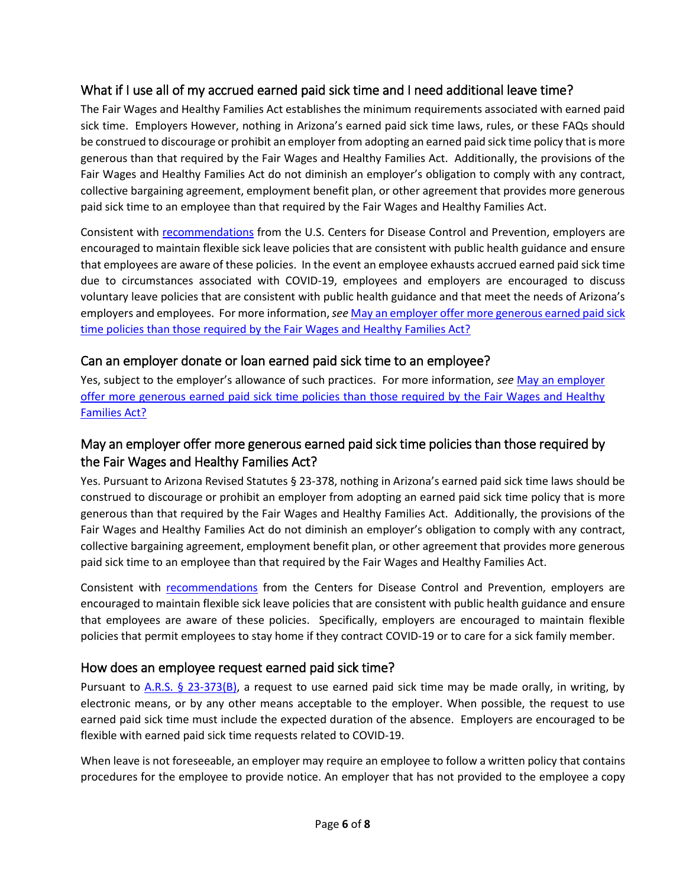## What if I use all of my accrued earned paid sick time and I need additional leave time?

The Fair Wages and Healthy Families Act establishes the minimum requirements associated with earned paid sick time. Employers However, nothing in Arizona's earned paid sick time laws, rules, or these FAQs should be construed to discourage or prohibit an employer from adopting an earned paid sick time policy that is more generous than that required by the Fair Wages and Healthy Families Act. Additionally, the provisions of the Fair Wages and Healthy Families Act do not diminish an employer's obligation to comply with any contract, collective bargaining agreement, employment benefit plan, or other agreement that provides more generous paid sick time to an employee than that required by the Fair Wages and Healthy Families Act.

Consistent with [recommendations](#) from the U.S. Centers for Disease Control and Prevention, employers are encouraged to maintain flexible sick leave policies that are consistent with public health guidance and ensure that employees are aware of these policies. In the event an employee exhausts accrued earned paid sick time due to circumstances associated with COVID-19, employees and employers are encouraged to discuss voluntary leave policies that are consistent with public health guidance and that meet the needs of Arizona's employers and employees. For more information, *see* [May an employer offer more generous earned paid sick time policies than those required by the Fair Wages and Healthy Families Act?](#)

## Can an employer donate or loan earned paid sick time to an employee?

Yes, subject to the employer's allowance of such practices. For more information, *see* [May an employer offer more generous earned paid sick time policies than those required by the Fair Wages and Healthy Families Act?](#)

## May an employer offer more generous earned paid sick time policies than those required by the Fair Wages and Healthy Families Act?

Yes. Pursuant to Arizona Revised Statutes § 23-378, nothing in Arizona's earned paid sick time laws should be construed to discourage or prohibit an employer from adopting an earned paid sick time policy that is more generous than that required by the Fair Wages and Healthy Families Act. Additionally, the provisions of the Fair Wages and Healthy Families Act do not diminish an employer's obligation to comply with any contract, collective bargaining agreement, employment benefit plan, or other agreement that provides more generous paid sick time to an employee than that required by the Fair Wages and Healthy Families Act.

Consistent with [recommendations](#) from the Centers for Disease Control and Prevention, employers are encouraged to maintain flexible sick leave policies that are consistent with public health guidance and ensure that employees are aware of these policies. Specifically, employers are encouraged to maintain flexible policies that permit employees to stay home if they contract COVID-19 or to care for a sick family member.

## How does an employee request earned paid sick time?

Pursuant to [A.R.S. § 23-373(B)](#), a request to use earned paid sick time may be made orally, in writing, by electronic means, or by any other means acceptable to the employer. When possible, the request to use earned paid sick time must include the expected duration of the absence. Employers are encouraged to be flexible with earned paid sick time requests related to COVID-19.

When leave is not foreseeable, an employer may require an employee to follow a written policy that contains procedures for the employee to provide notice. An employer that has not provided to the employee a copy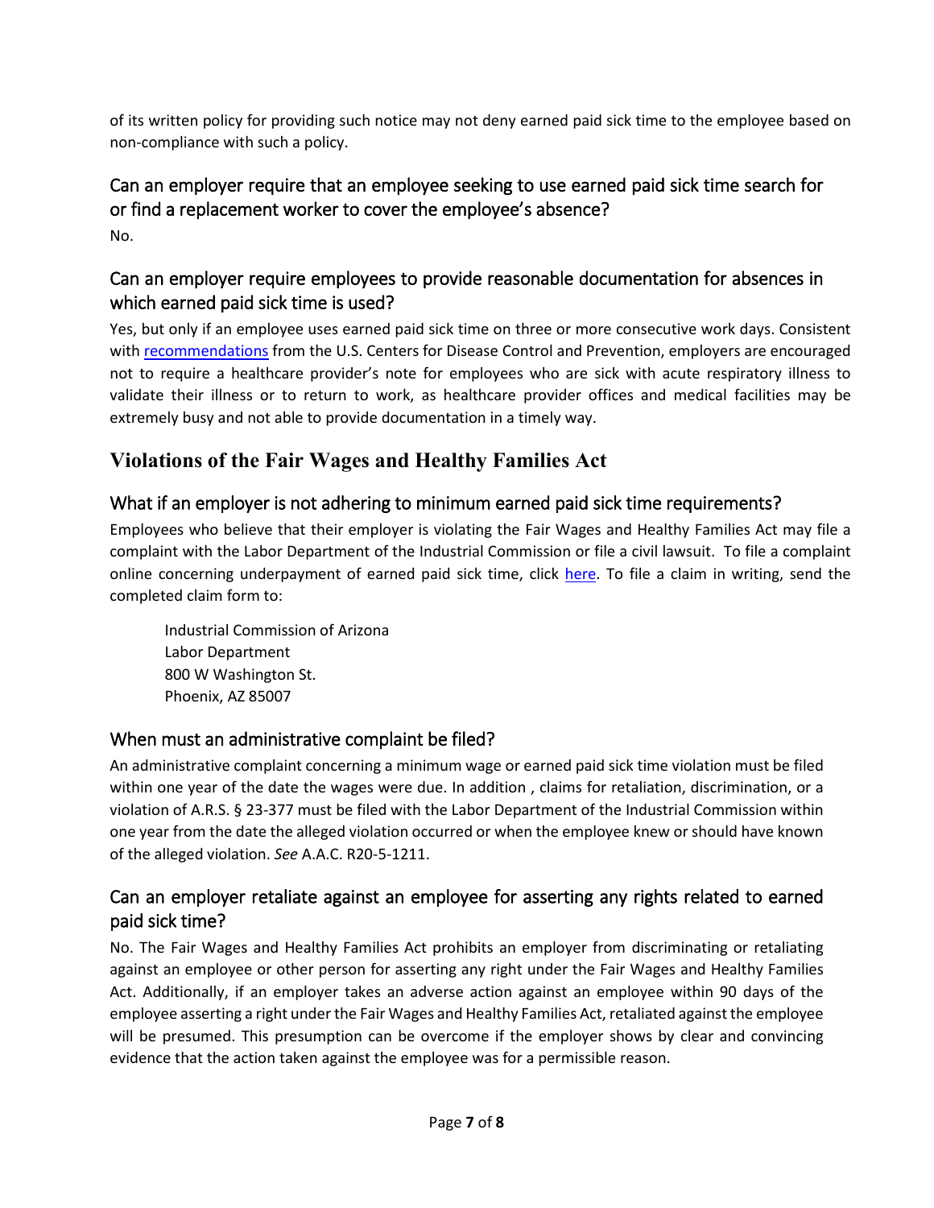of its written policy for providing such notice may not deny earned paid sick time to the employee based on non-compliance with such a policy.

### Can an employer require that an employee seeking to use earned paid sick time search for or find a replacement worker to cover the employee's absence?

No.

### Can an employer require employees to provide reasonable documentation for absences in which earned paid sick time is used?

Yes, but only if an employee uses earned paid sick time on three or more consecutive work days. Consistent with recommendations from the U.S. Centers for Disease Control and Prevention, employers are encouraged not to require a healthcare provider's note for employees who are sick with acute respiratory illness to validate their illness or to return to work, as healthcare provider offices and medical facilities may be extremely busy and not able to provide documentation in a timely way.

## Violations of the Fair Wages and Healthy Families Act

### What if an employer is not adhering to minimum earned paid sick time requirements?

Employees who believe that their employer is violating the Fair Wages and Healthy Families Act may file a complaint with the Labor Department of the Industrial Commission or file a civil lawsuit. To file a complaint online concerning underpayment of earned paid sick time, click here. To file a claim in writing, send the completed claim form to:

Industrial Commission of Arizona
Labor Department
800 W Washington St.
Phoenix, AZ 85007

### When must an administrative complaint be filed?

An administrative complaint concerning a minimum wage or earned paid sick time violation must be filed within one year of the date the wages were due. In addition , claims for retaliation, discrimination, or a violation of A.R.S. § 23-377 must be filed with the Labor Department of the Industrial Commission within one year from the date the alleged violation occurred or when the employee knew or should have known of the alleged violation. *See* A.A.C. R20-5-1211.

### Can an employer retaliate against an employee for asserting any rights related to earned paid sick time?

No. The Fair Wages and Healthy Families Act prohibits an employer from discriminating or retaliating against an employee or other person for asserting any right under the Fair Wages and Healthy Families Act. Additionally, if an employer takes an adverse action against an employee within 90 days of the employee asserting a right under the Fair Wages and Healthy Families Act, retaliated against the employee will be presumed. This presumption can be overcome if the employer shows by clear and convincing evidence that the action taken against the employee was for a permissible reason.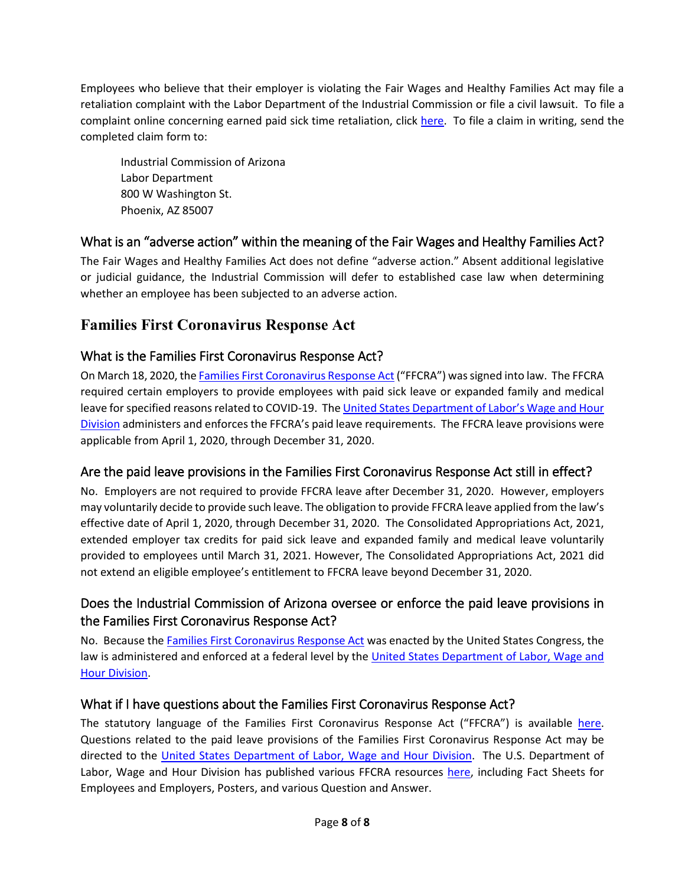Employees who believe that their employer is violating the Fair Wages and Healthy Families Act may file a retaliation complaint with the Labor Department of the Industrial Commission or file a civil lawsuit. To file a complaint online concerning earned paid sick time retaliation, click here. To file a claim in writing, send the completed claim form to:

Industrial Commission of Arizona
Labor Department
800 W Washington St.
Phoenix, AZ 85007

### What is an "adverse action" within the meaning of the Fair Wages and Healthy Families Act?

The Fair Wages and Healthy Families Act does not define "adverse action." Absent additional legislative or judicial guidance, the Industrial Commission will defer to established case law when determining whether an employee has been subjected to an adverse action.

## Families First Coronavirus Response Act

### What is the Families First Coronavirus Response Act?

On March 18, 2020, the Families First Coronavirus Response Act ("FFCRA") was signed into law. The FFCRA required certain employers to provide employees with paid sick leave or expanded family and medical leave for specified reasons related to COVID-19. The United States Department of Labor's Wage and Hour Division administers and enforces the FFCRA's paid leave requirements. The FFCRA leave provisions were applicable from April 1, 2020, through December 31, 2020.

### Are the paid leave provisions in the Families First Coronavirus Response Act still in effect?

No. Employers are not required to provide FFCRA leave after December 31, 2020. However, employers may voluntarily decide to provide such leave. The obligation to provide FFCRA leave applied from the law's effective date of April 1, 2020, through December 31, 2020. The Consolidated Appropriations Act, 2021, extended employer tax credits for paid sick leave and expanded family and medical leave voluntarily provided to employees until March 31, 2021. However, The Consolidated Appropriations Act, 2021 did not extend an eligible employee's entitlement to FFCRA leave beyond December 31, 2020.

### Does the Industrial Commission of Arizona oversee or enforce the paid leave provisions in the Families First Coronavirus Response Act?

No. Because the Families First Coronavirus Response Act was enacted by the United States Congress, the law is administered and enforced at a federal level by the United States Department of Labor, Wage and Hour Division.

### What if I have questions about the Families First Coronavirus Response Act?

The statutory language of the Families First Coronavirus Response Act ("FFCRA") is available here. Questions related to the paid leave provisions of the Families First Coronavirus Response Act may be directed to the United States Department of Labor, Wage and Hour Division. The U.S. Department of Labor, Wage and Hour Division has published various FFCRA resources here, including Fact Sheets for Employees and Employers, Posters, and various Question and Answer.